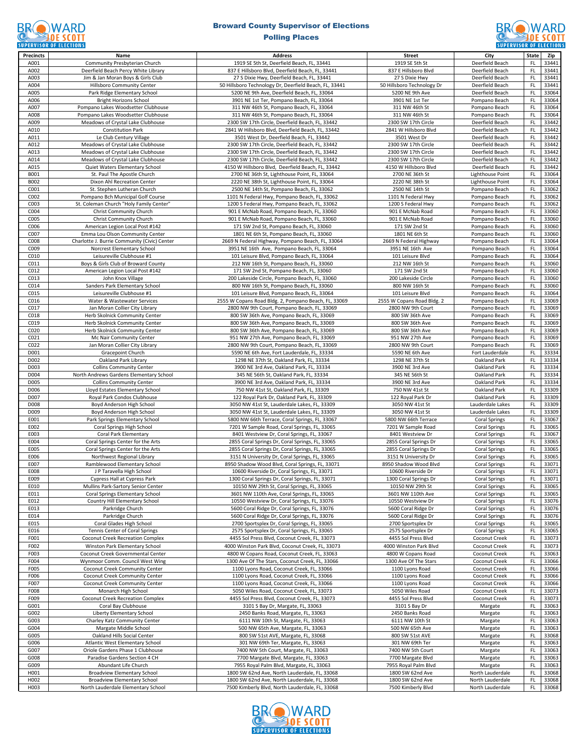# Broward County Supervisor of Elections

## Polling Places

| Precincts | Name | Address | Street | City | State | Zip |
|---|---|---|---|---|---|---|
| A001 | Community Presbyterian Church | 1919 SE 5th St, Deerfield Beach, FL, 33441 | 1919 SE 5th St | Deerfield Beach | FL | 33441 |
| A002 | Deerfield Beach Percy White Library | 837 E Hillsboro Blvd, Deerfield Beach, FL, 33441 | 837 E Hillsboro Blvd | Deerfield Beach | FL | 33441 |
| A003 | Jim & Jan Moran Boys & Girls Club | 27 S Dixie Hwy, Deerfield Beach, FL, 33441 | 27 S Dixie Hwy | Deerfield Beach | FL | 33441 |
| A004 | Hillsboro Community Center | 50 Hillsboro Technology Dr, Deerfield Beach, FL, 33441 | 50 Hillsboro Technology Dr | Deerfield Beach | FL | 33441 |
| A005 | Park Ridge Elementary School | 5200 NE 9th Ave, Deerfield Beach, FL, 33064 | 5200 NE 9th Ave | Deerfield Beach | FL | 33064 |
| A006 | Bright Horizons School | 3901 NE 1st Ter, Pompano Beach, FL, 33064 | 3901 NE 1st Ter | Pompano Beach | FL | 33064 |
| A007 | Pompano Lakes Woodsetter Clubhouse | 311 NW 46th St, Pompano Beach, FL, 33064 | 311 NW 46th St | Pompano Beach | FL | 33064 |
| A008 | Pompano Lakes Woodsetter Clubhouse | 311 NW 46th St, Pompano Beach, FL, 33064 | 311 NW 46th St | Pompano Beach | FL | 33064 |
| A009 | Meadows of Crystal Lake Clubhouse | 2300 SW 17th Circle, Deerfield Beach, FL, 33442 | 2300 SW 17th Circle | Deerfield Beach | FL | 33442 |
| A010 | Constitution Park | 2841 W Hillsboro Blvd, Deerfield Beach, FL, 33442 | 2841 W Hillsboro Blvd | Deerfield Beach | FL | 33442 |
| A011 | Le Club Century Village | 3501 West Dr, Deerfield Beach, FL, 33442 | 3501 West Dr | Deerfield Beach | FL | 33442 |
| A012 | Meadows of Crystal Lake Clubhouse | 2300 SW 17th Circle, Deerfield Beach, FL, 33442 | 2300 SW 17th Circle | Deerfield Beach | FL | 33442 |
| A013 | Meadows of Crystal Lake Clubhouse | 2300 SW 17th Circle, Deerfield Beach, FL, 33442 | 2300 SW 17th Circle | Deerfield Beach | FL | 33442 |
| A014 | Meadows of Crystal Lake Clubhouse | 2300 SW 17th Circle, Deerfield Beach, FL, 33442 | 2300 SW 17th Circle | Deerfield Beach | FL | 33442 |
| A015 | Quiet Waters Elementary School | 4150 W Hillsboro Blvd, Deerfield Beach, FL, 33442 | 4150 W Hillsboro Blvd | Deerfield Beach | FL | 33442 |
| B001 | St. Paul The Apostle Church | 2700 NE 36th St, Lighthouse Point, FL, 33064 | 2700 NE 36th St | Lighthouse Point | FL | 33064 |
| B002 | Dixon Ahl Recreation Center | 2220 NE 38th St, Lighthouse Point, FL, 33064 | 2220 NE 38th St | Lighthouse Point | FL | 33064 |
| C001 | St. Stephen Lutheran Church | 2500 NE 14th St, Pompano Beach, FL, 33062 | 2500 NE 14th St | Pompano Beach | FL | 33062 |
| C002 | Pompano Bch Municipal Golf Course | 1101 N Federal Hwy, Pompano Beach, FL, 33062 | 1101 N Federal Hwy | Pompano Beach | FL | 33062 |
| C003 | St. Coleman Church "Holy Family Center" | 1200 S Federal Hwy, Pompano Beach, FL, 33062 | 1200 S Federal Hwy | Pompano Beach | FL | 33062 |
| C004 | Christ Community Church | 901 E McNab Road, Pompano Beach, FL, 33060 | 901 E McNab Road | Pompano Beach | FL | 33060 |
| C005 | Christ Community Church | 901 E McNab Road, Pompano Beach, FL, 33060 | 901 E McNab Road | Pompano Beach | FL | 33060 |
| C006 | American Legion Local Post #142 | 171 SW 2nd St, Pompano Beach, FL, 33060 | 171 SW 2nd St | Pompano Beach | FL | 33060 |
| C007 | Emma Lou Olson Community Center | 1801 NE 6th St, Pompano Beach, FL, 33060 | 1801 NE 6th St | Pompano Beach | FL | 33060 |
| C008 | Charlotte J. Burrie Community (Civic) Center | 2669 N Federal Highway, Pompano Beach, FL, 33064 | 2669 N Federal Highway | Pompano Beach | FL | 33064 |
| C009 | Norcrest Elementary School | 3951 NE 16th Ave, Pompano Beach, FL, 33064 | 3951 NE 16th Ave | Pompano Beach | FL | 33064 |
| C010 | Leisureville Clubhouse #1 | 101 Leisure Blvd, Pompano Beach, FL, 33064 | 101 Leisure Blvd | Pompano Beach | FL | 33064 |
| C011 | Boys & Girls Club of Broward County | 212 NW 16th St, Pompano Beach, FL, 33060 | 212 NW 16th St | Pompano Beach | FL | 33060 |
| C012 | American Legion Local Post #142 | 171 SW 2nd St, Pompano Beach, FL, 33060 | 171 SW 2nd St | Pompano Beach | FL | 33060 |
| C013 | John Knox Village | 200 Lakeside Circle, Pompano Beach, FL, 33060 | 200 Lakeside Circle | Pompano Beach | FL | 33060 |
| C014 | Sanders Park Elementary School | 800 NW 16th St, Pompano Beach, FL, 33060 | 800 NW 16th St | Pompano Beach | FL | 33060 |
| C015 | Leisureville Clubhouse #1 | 101 Leisure Blvd, Pompano Beach, FL, 33064 | 101 Leisure Blvd | Pompano Beach | FL | 33064 |
| C016 | Water & Wastewater Services | 2555 W Copans Road Bldg. 2, Pompano Beach, FL, 33069 | 2555 W Copans Road Bldg. 2 | Pompano Beach | FL | 33069 |
| C017 | Jan Moran Collier City Library | 2800 NW 9th Court, Pompano Beach, FL, 33069 | 2800 NW 9th Court | Pompano Beach | FL | 33069 |
| C018 | Herb Skolnick Community Center | 800 SW 36th Ave, Pompano Beach, FL, 33069 | 800 SW 36th Ave | Pompano Beach | FL | 33069 |
| C019 | Herb Skolnick Community Center | 800 SW 36th Ave, Pompano Beach, FL, 33069 | 800 SW 36th Ave | Pompano Beach | FL | 33069 |
| C020 | Herb Skolnick Community Center | 800 SW 36th Ave, Pompano Beach, FL, 33069 | 800 SW 36th Ave | Pompano Beach | FL | 33069 |
| C021 | Mc Nair Community Center | 951 NW 27th Ave, Pompano Beach, FL, 33069 | 951 NW 27th Ave | Pompano Beach | FL | 33069 |
| C022 | Jan Moran Collier City Library | 2800 NW 9th Court, Pompano Beach, FL, 33069 | 2800 NW 9th Court | Pompano Beach | FL | 33069 |
| D001 | Gracepoint Church | 5590 NE 6th Ave, Fort Lauderdale, FL, 33334 | 5590 NE 6th Ave | Fort Lauderdale | FL | 33334 |
| D002 | Oakland Park Library | 1298 NE 37th St, Oakland Park, FL, 33334 | 1298 NE 37th St | Oakland Park | FL | 33334 |
| D003 | Collins Community Center | 3900 NE 3rd Ave, Oakland Park, FL, 33334 | 3900 NE 3rd Ave | Oakland Park | FL | 33334 |
| D004 | North Andrews Gardens Elementary School | 345 NE 56th St, Oakland Park, FL, 33334 | 345 NE 56th St | Oakland Park | FL | 33334 |
| D005 | Collins Community Center | 3900 NE 3rd Ave, Oakland Park, FL, 33334 | 3900 NE 3rd Ave | Oakland Park | FL | 33334 |
| D006 | Lloyd Estates Elementary School | 750 NW 41st St, Oakland Park, FL, 33309 | 750 NW 41st St | Oakland Park | FL | 33309 |
| D007 | Royal Park Condos Clubhouse | 122 Royal Park Dr, Oakland Park, FL, 33309 | 122 Royal Park Dr | Oakland Park | FL | 33309 |
| D008 | Boyd Anderson High School | 3050 NW 41st St, Lauderdale Lakes, FL, 33309 | 3050 NW 41st St | Lauderdale Lakes | FL | 33309 |
| D009 | Boyd Anderson High School | 3050 NW 41st St, Lauderdale Lakes, FL, 33309 | 3050 NW 41st St | Lauderdale Lakes | FL | 33309 |
| E001 | Park Springs Elementary School | 5800 NW 66th Terrace, Coral Springs, FL, 33067 | 5800 NW 66th Terrace | Coral Springs | FL | 33067 |
| E002 | Coral Springs High School | 7201 W Sample Road, Coral Springs, FL, 33065 | 7201 W Sample Road | Coral Springs | FL | 33065 |
| E003 | Coral Park Elementary | 8401 Westview Dr, Coral Springs, FL, 33067 | 8401 Westview Dr | Coral Springs | FL | 33067 |
| E004 | Coral Springs Center for the Arts | 2855 Coral Springs Dr, Coral Springs, FL, 33065 | 2855 Coral Springs Dr | Coral Springs | FL | 33065 |
| E005 | Coral Springs Center for the Arts | 2855 Coral Springs Dr, Coral Springs, FL, 33065 | 2855 Coral Springs Dr | Coral Springs | FL | 33065 |
| E006 | Northwest Regional Library | 3151 N University Dr, Coral Springs, FL, 33065 | 3151 N University Dr | Coral Springs | FL | 33065 |
| E007 | Ramblewood Elementary School | 8950 Shadow Wood Blvd, Coral Springs, FL, 33071 | 8950 Shadow Wood Blvd | Coral Springs | FL | 33071 |
| E008 | J P Taravella High School | 10600 Riverside Dr, Coral Springs, FL, 33071 | 10600 Riverside Dr | Coral Springs | FL | 33071 |
| E009 | Cypress Hall at Cypress Park | 1300 Coral Springs Dr, Coral Springs, FL, 33071 | 1300 Coral Springs Dr | Coral Springs | FL | 33071 |
| E010 | Mullins Park-Sartory Senior Center | 10150 NW 29th St, Coral Springs, FL, 33065 | 10150 NW 29th St | Coral Springs | FL | 33065 |
| E011 | Coral Springs Elementary School | 3601 NW 110th Ave, Coral Springs, FL, 33065 | 3601 NW 110th Ave | Coral Springs | FL | 33065 |
| E012 | Country Hill Elementary School | 10550 Westview Dr, Coral Springs, FL, 33076 | 10550 Westview Dr | Coral Springs | FL | 33076 |
| E013 | Parkridge Church | 5600 Coral Ridge Dr, Coral Springs, FL, 33076 | 5600 Coral Ridge Dr | Coral Springs | FL | 33076 |
| E014 | Parkridge Church | 5600 Coral Ridge Dr, Coral Springs, FL, 33076 | 5600 Coral Ridge Dr | Coral Springs | FL | 33076 |
| E015 | Coral Glades High School | 2700 Sportsplex Dr, Coral Springs, FL, 33065 | 2700 Sportsplex Dr | Coral Springs | FL | 33065 |
| E016 | Tennis Center of Coral Springs | 2575 Sportsplex Dr, Coral Springs, FL, 33065 | 2575 Sportsplex Dr | Coral Springs | FL | 33065 |
| F001 | Coconut Creek Recreation Complex | 4455 Sol Press Blvd, Coconut Creek, FL, 33073 | 4455 Sol Press Blvd | Coconut Creek | FL | 33073 |
| F002 | Winston Park Elementary School | 4000 Winston Park Blvd, Coconut Creek, FL, 33073 | 4000 Winston Park Blvd | Coconut Creek | FL | 33073 |
| F003 | Coconut Creek Governmental Center | 4800 W Copans Road, Coconut Creek, FL, 33063 | 4800 W Copans Road | Coconut Creek | FL | 33063 |
| F004 | Wynmoor Comm. Council West Wing | 1300 Ave Of The Stars, Coconut Creek, FL, 33066 | 1300 Ave Of The Stars | Coconut Creek | FL | 33066 |
| F005 | Coconut Creek Community Center | 1100 Lyons Road, Coconut Creek, FL, 33066 | 1100 Lyons Road | Coconut Creek | FL | 33066 |
| F006 | Coconut Creek Community Center | 1100 Lyons Road, Coconut Creek, FL, 33066 | 1100 Lyons Road | Coconut Creek | FL | 33066 |
| F007 | Coconut Creek Community Center | 1100 Lyons Road, Coconut Creek, FL, 33066 | 1100 Lyons Road | Coconut Creek | FL | 33066 |
| F008 | Monarch High School | 5050 Wiles Road, Coconut Creek, FL, 33073 | 5050 Wiles Road | Coconut Creek | FL | 33073 |
| F009 | Coconut Creek Recreation Complex | 4455 Sol Press Blvd, Coconut Creek, FL, 33073 | 4455 Sol Press Blvd | Coconut Creek | FL | 33073 |
| G001 | Coral Bay Clubhouse | 3101 S Bay Dr, Margate, FL, 33063 | 3101 S Bay Dr | Margate | FL | 33063 |
| G002 | Liberty Elementary School | 2450 Banks Road, Margate, FL, 33063 | 2450 Banks Road | Margate | FL | 33063 |
| G003 | Charley Katz Community Center | 6111 NW 10th St, Margate, FL, 33063 | 6111 NW 10th St | Margate | FL | 33063 |
| G004 | Margate Middle School | 500 NW 65th Ave, Margate, FL, 33063 | 500 NW 65th Ave | Margate | FL | 33063 |
| G005 | Oakland Hills Social Center | 800 SW 51st AVE, Margate, FL, 33068 | 800 SW 51st AVE | Margate | FL | 33068 |
| G006 | Atlantic West Elementary School | 301 NW 69th Ter, Margate, FL, 33063 | 301 NW 69th Ter | Margate | FL | 33063 |
| G007 | Oriole Gardens Phase 1 Clubhouse | 7400 NW 5th Court, Margate, FL, 33063 | 7400 NW 5th Court | Margate | FL | 33063 |
| G008 | Paradise Gardens Section 4 CH | 7700 Margate Blvd, Margate, FL, 33063 | 7700 Margate Blvd | Margate | FL | 33063 |
| G009 | Abundant Life Church | 7955 Royal Palm Blvd, Margate, FL, 33063 | 7955 Royal Palm Blvd | Margate | FL | 33063 |
| H001 | Broadview Elementary School | 1800 SW 62nd Ave, North Lauderdale, FL, 33068 | 1800 SW 62nd Ave | North Lauderdale | FL | 33068 |
| H002 | Broadview Elementary School | 1800 SW 62nd Ave, North Lauderdale, FL, 33068 | 1800 SW 62nd Ave | North Lauderdale | FL | 33068 |
| H003 | North Lauderdale Elementary School | 7500 Kimberly Blvd, North Lauderdale, FL, 33068 | 7500 Kimberly Blvd | North Lauderdale | FL | 33068 |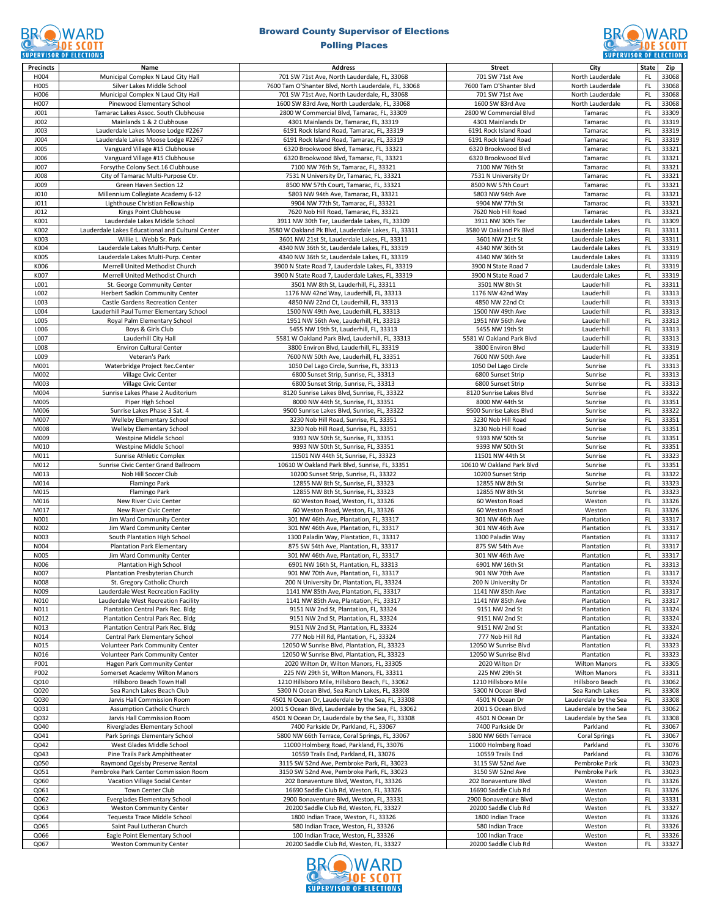# Broward County Supervisor of Elections

## Polling Places

| Precincts | Name | Address | Street | City | State | Zip |
|---|---|---|---|---|---|---|
| H004 | Municipal Complex N Laud City Hall | 701 SW 71st Ave, North Lauderdale, FL, 33068 | 701 SW 71st Ave | North Lauderdale | FL | 33068 |
| H005 | Silver Lakes Middle School | 7600 Tam O'Shanter Blvd, North Lauderdale, FL, 33068 | 7600 Tam O'Shanter Blvd | North Lauderdale | FL | 33068 |
| H006 | Municipal Complex N Laud City Hall | 701 SW 71st Ave, North Lauderdale, FL, 33068 | 701 SW 71st Ave | North Lauderdale | FL | 33068 |
| H007 | Pinewood Elementary School | 1600 SW 83rd Ave, North Lauderdale, FL, 33068 | 1600 SW 83rd Ave | North Lauderdale | FL | 33068 |
| J001 | Tamarac Lakes Assoc. South Clubhouse | 2800 W Commercial Blvd, Tamarac, FL, 33309 | 2800 W Commercial Blvd | Tamarac | FL | 33309 |
| J002 | Mainlands 1 & 2 Clubhouse | 4301 Mainlands Dr, Tamarac, FL, 33319 | 4301 Mainlands Dr | Tamarac | FL | 33319 |
| J003 | Lauderdale Lakes Moose Lodge #2267 | 6191 Rock Island Road, Tamarac, FL, 33319 | 6191 Rock Island Road | Tamarac | FL | 33319 |
| J004 | Lauderdale Lakes Moose Lodge #2267 | 6191 Rock Island Road, Tamarac, FL, 33319 | 6191 Rock Island Road | Tamarac | FL | 33319 |
| J005 | Vanguard Village #15 Clubhouse | 6320 Brookwood Blvd, Tamarac, FL, 33321 | 6320 Brookwood Blvd | Tamarac | FL | 33321 |
| J006 | Vanguard Village #15 Clubhouse | 6320 Brookwood Blvd, Tamarac, FL, 33321 | 6320 Brookwood Blvd | Tamarac | FL | 33321 |
| J007 | Forsythe Colony Sect.16 Clubhouse | 7100 NW 76th St, Tamarac, FL, 33321 | 7100 NW 76th St | Tamarac | FL | 33321 |
| J008 | City of Tamarac Multi-Purpose Ctr. | 7531 N University Dr, Tamarac, FL, 33321 | 7531 N University Dr | Tamarac | FL | 33321 |
| J009 | Green Haven Section 12 | 8500 NW 57th Court, Tamarac, FL, 33321 | 8500 NW 57th Court | Tamarac | FL | 33321 |
| J010 | Millennium Collegiate Academy 6-12 | 5803 NW 94th Ave, Tamarac, FL, 33321 | 5803 NW 94th Ave | Tamarac | FL | 33321 |
| J011 | Lighthouse Christian Fellowship | 9904 NW 77th St, Tamarac, FL, 33321 | 9904 NW 77th St | Tamarac | FL | 33321 |
| J012 | Kings Point Clubhouse | 7620 Nob Hill Road, Tamarac, FL, 33321 | 7620 Nob Hill Road | Tamarac | FL | 33321 |
| K001 | Lauderdale Lakes Middle School | 3911 NW 30th Ter, Lauderdale Lakes, FL, 33309 | 3911 NW 30th Ter | Lauderdale Lakes | FL | 33309 |
| K002 | Lauderdale Lakes Educational and Cultural Center | 3580 W Oakland Pk Blvd, Lauderdale Lakes, FL, 33311 | 3580 W Oakland Pk Blvd | Lauderdale Lakes | FL | 33311 |
| K003 | Willie L. Webb Sr. Park | 3601 NW 21st St, Lauderdale Lakes, FL, 33311 | 3601 NW 21st St | Lauderdale Lakes | FL | 33311 |
| K004 | Lauderdale Lakes Multi-Purp. Center | 4340 NW 36th St, Lauderdale Lakes, FL, 33319 | 4340 NW 36th St | Lauderdale Lakes | FL | 33319 |
| K005 | Lauderdale Lakes Multi-Purp. Center | 4340 NW 36th St, Lauderdale Lakes, FL, 33319 | 4340 NW 36th St | Lauderdale Lakes | FL | 33319 |
| K006 | Merrell United Methodist Church | 3900 N State Road 7, Lauderdale Lakes, FL, 33319 | 3900 N State Road 7 | Lauderdale Lakes | FL | 33319 |
| K007 | Merrell United Methodist Church | 3900 N State Road 7, Lauderdale Lakes, FL, 33319 | 3900 N State Road 7 | Lauderdale Lakes | FL | 33319 |
| L001 | St. George Community Center | 3501 NW 8th St, Lauderhill, FL, 33311 | 3501 NW 8th St | Lauderhill | FL | 33311 |
| L002 | Herbert Sadkin Community Center | 1176 NW 42nd Way, Lauderhill, FL, 33313 | 1176 NW 42nd Way | Lauderhill | FL | 33313 |
| L003 | Castle Gardens Recreation Center | 4850 NW 22nd Ct, Lauderhill, FL, 33313 | 4850 NW 22nd Ct | Lauderhill | FL | 33313 |
| L004 | Lauderhill Paul Turner Elementary School | 1500 NW 49th Ave, Lauderhill, FL, 33313 | 1500 NW 49th Ave | Lauderhill | FL | 33313 |
| L005 | Royal Palm Elementary School | 1951 NW 56th Ave, Lauderhill, FL, 33313 | 1951 NW 56th Ave | Lauderhill | FL | 33313 |
| L006 | Boys & Girls Club | 5455 NW 19th St, Lauderhill, FL, 33313 | 5455 NW 19th St | Lauderhill | FL | 33313 |
| L007 | Lauderhill City Hall | 5581 W Oakland Park Blvd, Lauderhill, FL, 33313 | 5581 W Oakland Park Blvd | Lauderhill | FL | 33313 |
| L008 | Environ Cultural Center | 3800 Environ Blvd, Lauderhill, FL, 33319 | 3800 Environ Blvd | Lauderhill | FL | 33319 |
| L009 | Veteran's Park | 7600 NW 50th Ave, Lauderhill, FL, 33351 | 7600 NW 50th Ave | Lauderhill | FL | 33351 |
| M001 | Waterbridge Project Rec.Center | 1050 Del Lago Circle, Sunrise, FL, 33313 | 1050 Del Lago Circle | Sunrise | FL | 33313 |
| M002 | Village Civic Center | 6800 Sunset Strip, Sunrise, FL, 33313 | 6800 Sunset Strip | Sunrise | FL | 33313 |
| M003 | Village Civic Center | 6800 Sunset Strip, Sunrise, FL, 33313 | 6800 Sunset Strip | Sunrise | FL | 33313 |
| M004 | Sunrise Lakes Phase 2 Auditorium | 8120 Sunrise Lakes Blvd, Sunrise, FL, 33322 | 8120 Sunrise Lakes Blvd | Sunrise | FL | 33322 |
| M005 | Piper High School | 8000 NW 44th St, Sunrise, FL, 33351 | 8000 NW 44th St | Sunrise | FL | 33351 |
| M006 | Sunrise Lakes Phase 3 Sat. 4 | 9500 Sunrise Lakes Blvd, Sunrise, FL, 33322 | 9500 Sunrise Lakes Blvd | Sunrise | FL | 33322 |
| M007 | Welleby Elementary School | 3230 Nob Hill Road, Sunrise, FL, 33351 | 3230 Nob Hill Road | Sunrise | FL | 33351 |
| M008 | Welleby Elementary School | 3230 Nob Hill Road, Sunrise, FL, 33351 | 3230 Nob Hill Road | Sunrise | FL | 33351 |
| M009 | Westpine Middle School | 9393 NW 50th St, Sunrise, FL, 33351 | 9393 NW 50th St | Sunrise | FL | 33351 |
| M010 | Westpine Middle School | 9393 NW 50th St, Sunrise, FL, 33351 | 9393 NW 50th St | Sunrise | FL | 33351 |
| M011 | Sunrise Athletic Complex | 11501 NW 44th St, Sunrise, FL, 33323 | 11501 NW 44th St | Sunrise | FL | 33323 |
| M012 | Sunrise Civic Center Grand Ballroom | 10610 W Oakland Park Blvd, Sunrise, FL, 33351 | 10610 W Oakland Park Blvd | Sunrise | FL | 33351 |
| M013 | Nob Hill Soccer Club | 10200 Sunset Strip, Sunrise, FL, 33322 | 10200 Sunset Strip | Sunrise | FL | 33322 |
| M014 | Flamingo Park | 12855 NW 8th St, Sunrise, FL, 33323 | 12855 NW 8th St | Sunrise | FL | 33323 |
| M015 | Flamingo Park | 12855 NW 8th St, Sunrise, FL, 33323 | 12855 NW 8th St | Sunrise | FL | 33323 |
| M016 | New River Civic Center | 60 Weston Road, Weston, FL, 33326 | 60 Weston Road | Weston | FL | 33326 |
| M017 | New River Civic Center | 60 Weston Road, Weston, FL, 33326 | 60 Weston Road | Weston | FL | 33326 |
| N001 | Jim Ward Community Center | 301 NW 46th Ave, Plantation, FL, 33317 | 301 NW 46th Ave | Plantation | FL | 33317 |
| N002 | Jim Ward Community Center | 301 NW 46th Ave, Plantation, FL, 33317 | 301 NW 46th Ave | Plantation | FL | 33317 |
| N003 | South Plantation High School | 1300 Paladin Way, Plantation, FL, 33317 | 1300 Paladin Way | Plantation | FL | 33317 |
| N004 | Plantation Park Elementary | 875 SW 54th Ave, Plantation, FL, 33317 | 875 SW 54th Ave | Plantation | FL | 33317 |
| N005 | Jim Ward Community Center | 301 NW 46th Ave, Plantation, FL, 33317 | 301 NW 46th Ave | Plantation | FL | 33317 |
| N006 | Plantation High School | 6901 NW 16th St, Plantation, FL, 33313 | 6901 NW 16th St | Plantation | FL | 33313 |
| N007 | Plantation Presbyterian Church | 901 NW 70th Ave, Plantation, FL, 33317 | 901 NW 70th Ave | Plantation | FL | 33317 |
| N008 | St. Gregory Catholic Church | 200 N University Dr, Plantation, FL, 33324 | 200 N University Dr | Plantation | FL | 33324 |
| N009 | Lauderdale West Recreation Facility | 1141 NW 85th Ave, Plantation, FL, 33317 | 1141 NW 85th Ave | Plantation | FL | 33317 |
| N010 | Lauderdale West Recreation Facility | 1141 NW 85th Ave, Plantation, FL, 33317 | 1141 NW 85th Ave | Plantation | FL | 33317 |
| N011 | Plantation Central Park Rec. Bldg | 9151 NW 2nd St, Plantation, FL, 33324 | 9151 NW 2nd St | Plantation | FL | 33324 |
| N012 | Plantation Central Park Rec. Bldg | 9151 NW 2nd St, Plantation, FL, 33324 | 9151 NW 2nd St | Plantation | FL | 33324 |
| N013 | Plantation Central Park Rec. Bldg | 9151 NW 2nd St, Plantation, FL, 33324 | 9151 NW 2nd St | Plantation | FL | 33324 |
| N014 | Central Park Elementary School | 777 Nob Hill Rd, Plantation, FL, 33324 | 777 Nob Hill Rd | Plantation | FL | 33324 |
| N015 | Volunteer Park Community Center | 12050 W Sunrise Blvd, Plantation, FL, 33323 | 12050 W Sunrise Blvd | Plantation | FL | 33323 |
| N016 | Volunteer Park Community Center | 12050 W Sunrise Blvd, Plantation, FL, 33323 | 12050 W Sunrise Blvd | Plantation | FL | 33323 |
| P001 | Hagen Park Community Center | 2020 Wilton Dr, Wilton Manors, FL, 33305 | 2020 Wilton Dr | Wilton Manors | FL | 33305 |
| P002 | Somerset Academy Wilton Manors | 225 NW 29th St, Wilton Manors, FL, 33311 | 225 NW 29th St | Wilton Manors | FL | 33311 |
| Q010 | Hillsboro Beach Town Hall | 1210 Hillsboro Mile, Hillsboro Beach, FL, 33062 | 1210 Hillsboro Mile | Hillsboro Beach | FL | 33062 |
| Q020 | Sea Ranch Lakes Beach Club | 5300 N Ocean Blvd, Sea Ranch Lakes, FL, 33308 | 5300 N Ocean Blvd | Sea Ranch Lakes | FL | 33308 |
| Q030 | Jarvis Hall Commission Room | 4501 N Ocean Dr, Lauderdale by the Sea, FL, 33308 | 4501 N Ocean Dr | Lauderdale by the Sea | FL | 33308 |
| Q031 | Assumption Catholic Church | 2001 S Ocean Blvd, Lauderdale by the Sea, FL, 33062 | 2001 S Ocean Blvd | Lauderdale by the Sea | FL | 33062 |
| Q032 | Jarvis Hall Commission Room | 4501 N Ocean Dr, Lauderdale by the Sea, FL, 33308 | 4501 N Ocean Dr | Lauderdale by the Sea | FL | 33308 |
| Q040 | Riverglades Elementary School | 7400 Parkside Dr, Parkland, FL, 33067 | 7400 Parkside Dr | Parkland | FL | 33067 |
| Q041 | Park Springs Elementary School | 5800 NW 66th Terrace, Coral Springs, FL, 33067 | 5800 NW 66th Terrace | Coral Springs | FL | 33067 |
| Q042 | West Glades Middle School | 11000 Holmberg Road, Parkland, FL, 33076 | 11000 Holmberg Road | Parkland | FL | 33076 |
| Q043 | Pine Trails Park Amphitheater | 10559 Trails End, Parkland, FL, 33076 | 10559 Trails End | Parkland | FL | 33076 |
| Q050 | Raymond Ogelsby Preserve Rental | 3115 SW 52nd Ave, Pembroke Park, FL, 33023 | 3115 SW 52nd Ave | Pembroke Park | FL | 33023 |
| Q051 | Pembroke Park Center Commission Room | 3150 SW 52nd Ave, Pembroke Park, FL, 33023 | 3150 SW 52nd Ave | Pembroke Park | FL | 33023 |
| Q060 | Vacation Village Social Center | 202 Bonaventure Blvd, Weston, FL, 33326 | 202 Bonaventure Blvd | Weston | FL | 33326 |
| Q061 | Town Center Club | 16690 Saddle Club Rd, Weston, FL, 33326 | 16690 Saddle Club Rd | Weston | FL | 33326 |
| Q062 | Everglades Elementary School | 2900 Bonaventure Blvd, Weston, FL, 33331 | 2900 Bonaventure Blvd | Weston | FL | 33331 |
| Q063 | Weston Community Center | 20200 Saddle Club Rd, Weston, FL, 33327 | 20200 Saddle Club Rd | Weston | FL | 33327 |
| Q064 | Tequesta Trace Middle School | 1800 Indian Trace, Weston, FL, 33326 | 1800 Indian Trace | Weston | FL | 33326 |
| Q065 | Saint Paul Lutheran Church | 580 Indian Trace, Weston, FL, 33326 | 580 Indian Trace | Weston | FL | 33326 |
| Q066 | Eagle Point Elementary School | 100 Indian Trace, Weston, FL, 33326 | 100 Indian Trace | Weston | FL | 33326 |
| Q067 | Weston Community Center | 20200 Saddle Club Rd, Weston, FL, 33327 | 20200 Saddle Club Rd | Weston | FL | 33327 |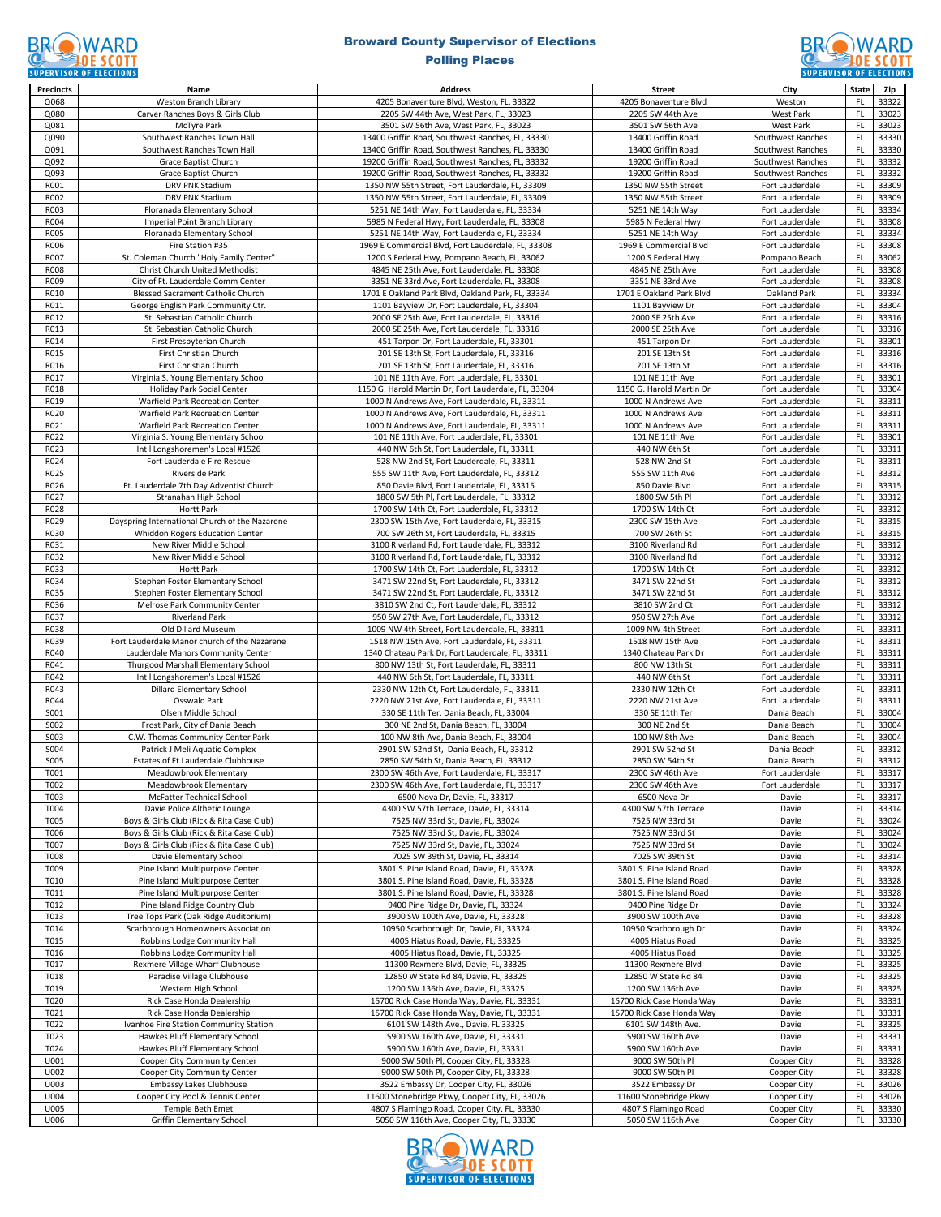# Broward County Supervisor of Elections

## Polling Places

| Precincts | Name | Address | Street | City | State | Zip |
|---|---|---|---|---|---|---|
| Q068 | Weston Branch Library | 4205 Bonaventure Blvd, Weston, FL, 33322 | 4205 Bonaventure Blvd | Weston | FL | 33322 |
| Q080 | Carver Ranches Boys & Girls Club | 2205 SW 44th Ave, West Park, FL, 33023 | 2205 SW 44th Ave | West Park | FL | 33023 |
| Q081 | McTyre Park | 3501 SW 56th Ave, West Park, FL, 33023 | 3501 SW 56th Ave | West Park | FL | 33023 |
| Q090 | Southwest Ranches Town Hall | 13400 Griffin Road, Southwest Ranches, FL, 33330 | 13400 Griffin Road | Southwest Ranches | FL | 33330 |
| Q091 | Southwest Ranches Town Hall | 13400 Griffin Road, Southwest Ranches, FL, 33330 | 13400 Griffin Road | Southwest Ranches | FL | 33330 |
| Q092 | Grace Baptist Church | 19200 Griffin Road, Southwest Ranches, FL, 33332 | 19200 Griffin Road | Southwest Ranches | FL | 33332 |
| Q093 | Grace Baptist Church | 19200 Griffin Road, Southwest Ranches, FL, 33332 | 19200 Griffin Road | Southwest Ranches | FL | 33332 |
| R001 | DRV PNK Stadium | 1350 NW 55th Street, Fort Lauderdale, FL, 33309 | 1350 NW 55th Street | Fort Lauderdale | FL | 33309 |
| R002 | DRV PNK Stadium | 1350 NW 55th Street, Fort Lauderdale, FL, 33309 | 1350 NW 55th Street | Fort Lauderdale | FL | 33309 |
| R003 | Floranada Elementary School | 5251 NE 14th Way, Fort Lauderdale, FL, 33334 | 5251 NE 14th Way | Fort Lauderdale | FL | 33334 |
| R004 | Imperial Point Branch Library | 5985 N Federal Hwy, Fort Lauderdale, FL, 33308 | 5985 N Federal Hwy | Fort Lauderdale | FL | 33308 |
| R005 | Floranada Elementary School | 5251 NE 14th Way, Fort Lauderdale, FL, 33334 | 5251 NE 14th Way | Fort Lauderdale | FL | 33334 |
| R006 | Fire Station #35 | 1969 E Commercial Blvd, Fort Lauderdale, FL, 33308 | 1969 E Commercial Blvd | Fort Lauderdale | FL | 33308 |
| R007 | St. Coleman Church "Holy Family Center" | 1200 S Federal Hwy, Pompano Beach, FL, 33062 | 1200 S Federal Hwy | Pompano Beach | FL | 33062 |
| R008 | Christ Church United Methodist | 4845 NE 25th Ave, Fort Lauderdale, FL, 33308 | 4845 NE 25th Ave | Fort Lauderdale | FL | 33308 |
| R009 | City of Ft. Lauderdale Comm Center | 3351 NE 33rd Ave, Fort Lauderdale, FL, 33308 | 3351 NE 33rd Ave | Fort Lauderdale | FL | 33308 |
| R010 | Blessed Sacrament Catholic Church | 1701 E Oakland Park Blvd, Oakland Park, FL, 33334 | 1701 E Oakland Park Blvd | Oakland Park | FL | 33334 |
| R011 | George English Park Community Ctr. | 1101 Bayview Dr, Fort Lauderdale, FL, 33304 | 1101 Bayview Dr | Fort Lauderdale | FL | 33304 |
| R012 | St. Sebastian Catholic Church | 2000 SE 25th Ave, Fort Lauderdale, FL, 33316 | 2000 SE 25th Ave | Fort Lauderdale | FL | 33316 |
| R013 | St. Sebastian Catholic Church | 2000 SE 25th Ave, Fort Lauderdale, FL, 33316 | 2000 SE 25th Ave | Fort Lauderdale | FL | 33316 |
| R014 | First Presbyterian Church | 451 Tarpon Dr, Fort Lauderdale, FL, 33301 | 451 Tarpon Dr | Fort Lauderdale | FL | 33301 |
| R015 | First Christian Church | 201 SE 13th St, Fort Lauderdale, FL, 33316 | 201 SE 13th St | Fort Lauderdale | FL | 33316 |
| R016 | First Christian Church | 201 SE 13th St, Fort Lauderdale, FL, 33316 | 201 SE 13th St | Fort Lauderdale | FL | 33316 |
| R017 | Virginia S. Young Elementary School | 101 NE 11th Ave, Fort Lauderdale, FL, 33301 | 101 NE 11th Ave | Fort Lauderdale | FL | 33301 |
| R018 | Holiday Park Social Center | 1150 G. Harold Martin Dr, Fort Lauderdale, FL, 33304 | 1150 G. Harold Martin Dr | Fort Lauderdale | FL | 33304 |
| R019 | Warfield Park Recreation Center | 1000 N Andrews Ave, Fort Lauderdale, FL, 33311 | 1000 N Andrews Ave | Fort Lauderdale | FL | 33311 |
| R020 | Warfield Park Recreation Center | 1000 N Andrews Ave, Fort Lauderdale, FL, 33311 | 1000 N Andrews Ave | Fort Lauderdale | FL | 33311 |
| R021 | Warfield Park Recreation Center | 1000 N Andrews Ave, Fort Lauderdale, FL, 33311 | 1000 N Andrews Ave | Fort Lauderdale | FL | 33311 |
| R022 | Virginia S. Young Elementary School | 101 NE 11th Ave, Fort Lauderdale, FL, 33301 | 101 NE 11th Ave | Fort Lauderdale | FL | 33301 |
| R023 | Int'l Longshoremen's Local #1526 | 440 NW 6th St, Fort Lauderdale, FL, 33311 | 440 NW 6th St | Fort Lauderdale | FL | 33311 |
| R024 | Fort Lauderdale Fire Rescue | 528 NW 2nd St, Fort Lauderdale, FL, 33311 | 528 NW 2nd St | Fort Lauderdale | FL | 33311 |
| R025 | Riverside Park | 555 SW 11th Ave, Fort Lauderdale, FL, 33312 | 555 SW 11th Ave | Fort Lauderdale | FL | 33312 |
| R026 | Ft. Lauderdale 7th Day Adventist Church | 850 Davie Blvd, Fort Lauderdale, FL, 33315 | 850 Davie Blvd | Fort Lauderdale | FL | 33315 |
| R027 | Stranahan High School | 1800 SW 5th Pl, Fort Lauderdale, FL, 33312 | 1800 SW 5th Pl | Fort Lauderdale | FL | 33312 |
| R028 | Hortt Park | 1700 SW 14th Ct, Fort Lauderdale, FL, 33312 | 1700 SW 14th Ct | Fort Lauderdale | FL | 33312 |
| R029 | Dayspring International Church of the Nazarene | 2300 SW 15th Ave, Fort Lauderdale, FL, 33315 | 2300 SW 15th Ave | Fort Lauderdale | FL | 33315 |
| R030 | Whiddon Rogers Education Center | 700 SW 26th St, Fort Lauderdale, FL, 33315 | 700 SW 26th St | Fort Lauderdale | FL | 33315 |
| R031 | New River Middle School | 3100 Riverland Rd, Fort Lauderdale, FL, 33312 | 3100 Riverland Rd | Fort Lauderdale | FL | 33312 |
| R032 | New River Middle School | 3100 Riverland Rd, Fort Lauderdale, FL, 33312 | 3100 Riverland Rd | Fort Lauderdale | FL | 33312 |
| R033 | Hortt Park | 1700 SW 14th Ct, Fort Lauderdale, FL, 33312 | 1700 SW 14th Ct | Fort Lauderdale | FL | 33312 |
| R034 | Stephen Foster Elementary School | 3471 SW 22nd St, Fort Lauderdale, FL, 33312 | 3471 SW 22nd St | Fort Lauderdale | FL | 33312 |
| R035 | Stephen Foster Elementary School | 3471 SW 22nd St, Fort Lauderdale, FL, 33312 | 3471 SW 22nd St | Fort Lauderdale | FL | 33312 |
| R036 | Melrose Park Community Center | 3810 SW 2nd Ct, Fort Lauderdale, FL, 33312 | 3810 SW 2nd Ct | Fort Lauderdale | FL | 33312 |
| R037 | Riverland Park | 950 SW 27th Ave, Fort Lauderdale, FL, 33312 | 950 SW 27th Ave | Fort Lauderdale | FL | 33312 |
| R038 | Old Dillard Museum | 1009 NW 4th Street, Fort Lauderdale, FL, 33311 | 1009 NW 4th Street | Fort Lauderdale | FL | 33311 |
| R039 | Fort Lauderdale Manor church of the Nazarene | 1518 NW 15th Ave, Fort Lauderdale, FL, 33311 | 1518 NW 15th Ave | Fort Lauderdale | FL | 33311 |
| R040 | Lauderdale Manors Community Center | 1340 Chateau Park Dr, Fort Lauderdale, FL, 33311 | 1340 Chateau Park Dr | Fort Lauderdale | FL | 33311 |
| R041 | Thurgood Marshall Elementary School | 800 NW 13th St, Fort Lauderdale, FL, 33311 | 800 NW 13th St | Fort Lauderdale | FL | 33311 |
| R042 | Int'l Longshoremen's Local #1526 | 440 NW 6th St, Fort Lauderdale, FL, 33311 | 440 NW 6th St | Fort Lauderdale | FL | 33311 |
| R043 | Dillard Elementary School | 2330 NW 12th Ct, Fort Lauderdale, FL, 33311 | 2330 NW 12th Ct | Fort Lauderdale | FL | 33311 |
| R044 | Osswald Park | 2220 NW 21st Ave, Fort Lauderdale, FL, 33311 | 2220 NW 21st Ave | Fort Lauderdale | FL | 33311 |
| S001 | Olsen Middle School | 330 SE 11th Ter, Dania Beach, FL, 33004 | 330 SE 11th Ter | Dania Beach | FL | 33004 |
| S002 | Frost Park, City of Dania Beach | 300 NE 2nd St, Dania Beach, FL, 33004 | 300 NE 2nd St | Dania Beach | FL | 33004 |
| S003 | C.W. Thomas Community Center Park | 100 NW 8th Ave, Dania Beach, FL, 33004 | 100 NW 8th Ave | Dania Beach | FL | 33004 |
| S004 | Patrick J Meli Aquatic Complex | 2901 SW 52nd St, Dania Beach, FL, 33312 | 2901 SW 52nd St | Dania Beach | FL | 33312 |
| S005 | Estates of Ft Lauderdale Clubhouse | 2850 SW 54th St, Dania Beach, FL, 33312 | 2850 SW 54th St | Dania Beach | FL | 33312 |
| T001 | Meadowbrook Elementary | 2300 SW 46th Ave, Fort Lauderdale, FL, 33317 | 2300 SW 46th Ave | Fort Lauderdale | FL | 33317 |
| T002 | Meadowbrook Elementary | 2300 SW 46th Ave, Fort Lauderdale, FL, 33317 | 2300 SW 46th Ave | Fort Lauderdale | FL | 33317 |
| T003 | McFatter Technical School | 6500 Nova Dr, Davie, FL, 33317 | 6500 Nova Dr | Davie | FL | 33317 |
| T004 | Davie Police Althetic Lounge | 4300 SW 57th Terrace, Davie, FL, 33314 | 4300 SW 57th Terrace | Davie | FL | 33314 |
| T005 | Boys & Girls Club (Rick & Rita Case Club) | 7525 NW 33rd St, Davie, FL, 33024 | 7525 NW 33rd St | Davie | FL | 33024 |
| T006 | Boys & Girls Club (Rick & Rita Case Club) | 7525 NW 33rd St, Davie, FL, 33024 | 7525 NW 33rd St | Davie | FL | 33024 |
| T007 | Boys & Girls Club (Rick & Rita Case Club) | 7525 NW 33rd St, Davie, FL, 33024 | 7525 NW 33rd St | Davie | FL | 33024 |
| T008 | Davie Elementary School | 7025 SW 39th St, Davie, FL, 33314 | 7025 SW 39th St | Davie | FL | 33314 |
| T009 | Pine Island Multipurpose Center | 3801 S. Pine Island Road, Davie, FL, 33328 | 3801 S. Pine Island Road | Davie | FL | 33328 |
| T010 | Pine Island Multipurpose Center | 3801 S. Pine Island Road, Davie, FL, 33328 | 3801 S. Pine Island Road | Davie | FL | 33328 |
| T011 | Pine Island Multipurpose Center | 3801 S. Pine Island Road, Davie, FL, 33328 | 3801 S. Pine Island Road | Davie | FL | 33328 |
| T012 | Pine Island Ridge Country Club | 9400 Pine Ridge Dr, Davie, FL, 33324 | 9400 Pine Ridge Dr | Davie | FL | 33324 |
| T013 | Tree Tops Park (Oak Ridge Auditorium) | 3900 SW 100th Ave, Davie, FL, 33328 | 3900 SW 100th Ave | Davie | FL | 33328 |
| T014 | Scarborough Homeowners Association | 10950 Scarborough Dr, Davie, FL, 33324 | 10950 Scarborough Dr | Davie | FL | 33324 |
| T015 | Robbins Lodge Community Hall | 4005 Hiatus Road, Davie, FL, 33325 | 4005 Hiatus Road | Davie | FL | 33325 |
| T016 | Robbins Lodge Community Hall | 4005 Hiatus Road, Davie, FL, 33325 | 4005 Hiatus Road | Davie | FL | 33325 |
| T017 | Rexmere Village Wharf Clubhouse | 11300 Rexmere Blvd, Davie, FL, 33325 | 11300 Rexmere Blvd | Davie | FL | 33325 |
| T018 | Paradise Village Clubhouse | 12850 W State Rd 84, Davie, FL, 33325 | 12850 W State Rd 84 | Davie | FL | 33325 |
| T019 | Western High School | 1200 SW 136th Ave, Davie, FL, 33325 | 1200 SW 136th Ave | Davie | FL | 33325 |
| T020 | Rick Case Honda Dealership | 15700 Rick Case Honda Way, Davie, FL, 33331 | 15700 Rick Case Honda Way | Davie | FL | 33331 |
| T021 | Rick Case Honda Dealership | 15700 Rick Case Honda Way, Davie, FL, 33331 | 15700 Rick Case Honda Way | Davie | FL | 33331 |
| T022 | Ivanhoe Fire Station Community Station | 6101 SW 148th Ave., Davie, FL, 33325 | 6101 SW 148th Ave. | Davie | FL | 33325 |
| T023 | Hawkes Bluff Elementary School | 5900 SW 160th Ave, Davie, FL, 33331 | 5900 SW 160th Ave | Davie | FL | 33331 |
| T024 | Hawkes Bluff Elementary School | 5900 SW 160th Ave, Davie, FL, 33331 | 5900 SW 160th Ave | Davie | FL | 33331 |
| U001 | Cooper City Community Center | 9000 SW 50th Pl, Cooper City, FL, 33328 | 9000 SW 50th Pl | Cooper City | FL | 33328 |
| U002 | Cooper City Community Center | 9000 SW 50th Pl, Cooper City, FL, 33328 | 9000 SW 50th Pl | Cooper City | FL | 33328 |
| U003 | Embassy Lakes Clubhouse | 3522 Embassy Dr, Cooper City, FL, 33026 | 3522 Embassy Dr | Cooper City | FL | 33026 |
| U004 | Cooper City Pool & Tennis Center | 11600 Stonebridge Pkwy, Cooper City, FL, 33026 | 11600 Stonebridge Pkwy | Cooper City | FL | 33026 |
| U005 | Temple Beth Emet | 4807 S Flamingo Road, Cooper City, FL, 33330 | 4807 S Flamingo Road | Cooper City | FL | 33330 |
| U006 | Griffin Elementary School | 5050 SW 116th Ave, Cooper City, FL, 33330 | 5050 SW 116th Ave | Cooper City | FL | 33330 |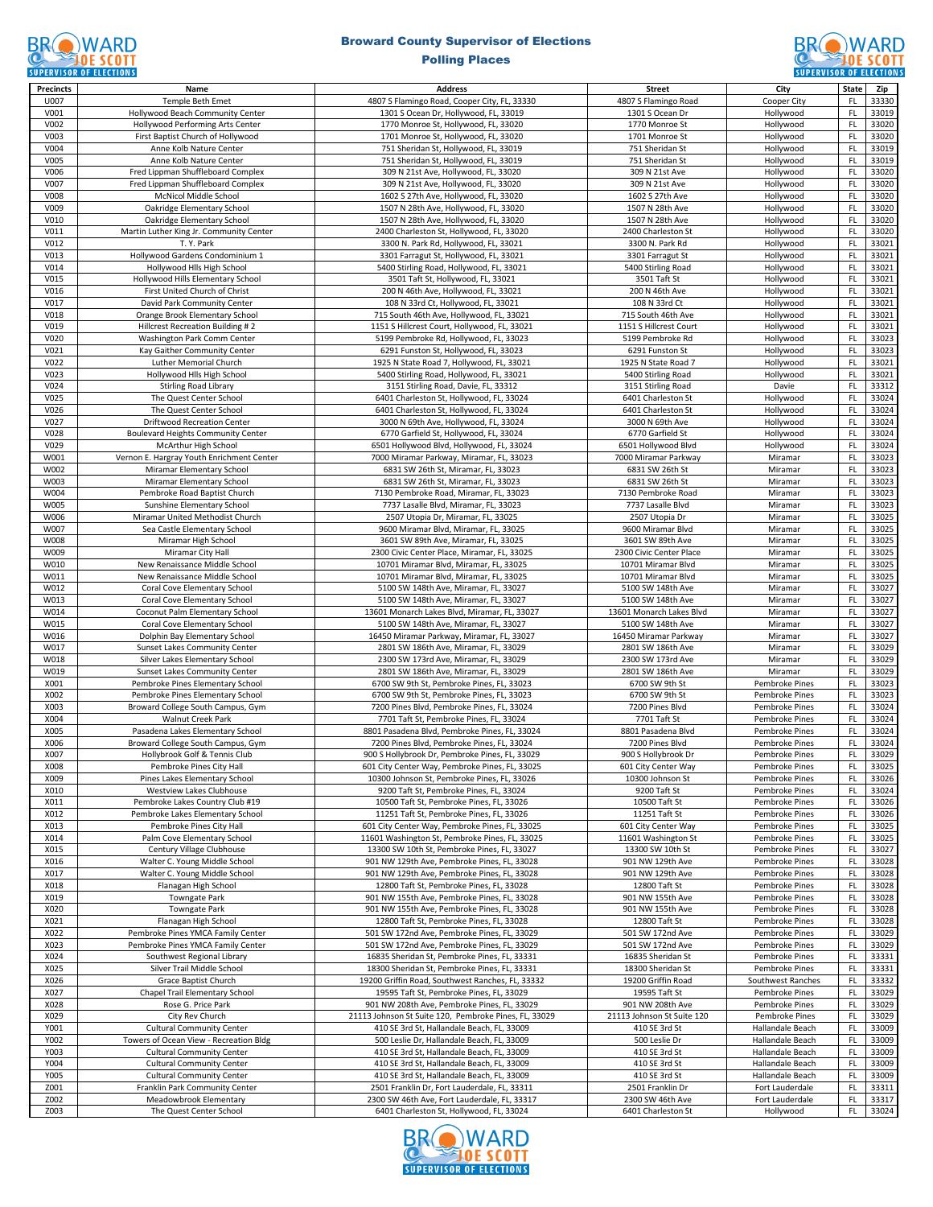# Broward County Supervisor of Elections

## Polling Places

| Precincts | Name | Address | Street | City | State | Zip |
|---|---|---|---|---|---|---|
| U007 | Temple Beth Emet | 4807 S Flamingo Road, Cooper City, FL, 33330 | 4807 S Flamingo Road | Cooper City | FL | 33330 |
| V001 | Hollywood Beach Community Center | 1301 S Ocean Dr, Hollywood, FL, 33019 | 1301 S Ocean Dr | Hollywood | FL | 33019 |
| V002 | Hollywood Performing Arts Center | 1770 Monroe St, Hollywood, FL, 33020 | 1770 Monroe St | Hollywood | FL | 33020 |
| V003 | First Baptist Church of Hollywood | 1701 Monroe St, Hollywood, FL, 33020 | 1701 Monroe St | Hollywood | FL | 33020 |
| V004 | Anne Kolb Nature Center | 751 Sheridan St, Hollywood, FL, 33019 | 751 Sheridan St | Hollywood | FL | 33019 |
| V005 | Anne Kolb Nature Center | 751 Sheridan St, Hollywood, FL, 33019 | 751 Sheridan St | Hollywood | FL | 33019 |
| V006 | Fred Lippman Shuffleboard Complex | 309 N 21st Ave, Hollywood, FL, 33020 | 309 N 21st Ave | Hollywood | FL | 33020 |
| V007 | Fred Lippman Shuffleboard Complex | 309 N 21st Ave, Hollywood, FL, 33020 | 309 N 21st Ave | Hollywood | FL | 33020 |
| V008 | McNicol Middle School | 1602 S 27th Ave, Hollywood, FL, 33020 | 1602 S 27th Ave | Hollywood | FL | 33020 |
| V009 | Oakridge Elementary School | 1507 N 28th Ave, Hollywood, FL, 33020 | 1507 N 28th Ave | Hollywood | FL | 33020 |
| V010 | Oakridge Elementary School | 1507 N 28th Ave, Hollywood, FL, 33020 | 1507 N 28th Ave | Hollywood | FL | 33020 |
| V011 | Martin Luther King Jr. Community Center | 2400 Charleston St, Hollywood, FL, 33020 | 2400 Charleston St | Hollywood | FL | 33020 |
| V012 | T. Y. Park | 3300 N. Park Rd, Hollywood, FL, 33021 | 3300 N. Park Rd | Hollywood | FL | 33021 |
| V013 | Hollywood Gardens Condominium 1 | 3301 Farragut St, Hollywood, FL, 33021 | 3301 Farragut St | Hollywood | FL | 33021 |
| V014 | Hollywood Hlls High School | 5400 Stirling Road, Hollywood, FL, 33021 | 5400 Stirling Road | Hollywood | FL | 33021 |
| V015 | Hollywood Hills Elementary School | 3501 Taft St, Hollywood, FL, 33021 | 3501 Taft St | Hollywood | FL | 33021 |
| V016 | First United Church of Christ | 200 N 46th Ave, Hollywood, FL, 33021 | 200 N 46th Ave | Hollywood | FL | 33021 |
| V017 | David Park Community Center | 108 N 33rd Ct, Hollywood, FL, 33021 | 108 N 33rd Ct | Hollywood | FL | 33021 |
| V018 | Orange Brook Elementary School | 715 South 46th Ave, Hollywood, FL, 33021 | 715 South 46th Ave | Hollywood | FL | 33021 |
| V019 | Hillcrest Recreation Building # 2 | 1151 S Hillcrest Court, Hollywood, FL, 33021 | 1151 S Hillcrest Court | Hollywood | FL | 33021 |
| V020 | Washington Park Comm Center | 5199 Pembroke Rd, Hollywood, FL, 33023 | 5199 Pembroke Rd | Hollywood | FL | 33023 |
| V021 | Kay Gaither Community Center | 6291 Funston St, Hollywood, FL, 33023 | 6291 Funston St | Hollywood | FL | 33023 |
| V022 | Luther Memorial Church | 1925 N State Road 7, Hollywood, FL, 33021 | 1925 N State Road 7 | Hollywood | FL | 33021 |
| V023 | Hollywood Hlls High School | 5400 Stirling Road, Hollywood, FL, 33021 | 5400 Stirling Road | Hollywood | FL | 33021 |
| V024 | Stirling Road Library | 3151 Stirling Road, Davie, FL, 33312 | 3151 Stirling Road | Davie | FL | 33312 |
| V025 | The Quest Center School | 6401 Charleston St, Hollywood, FL, 33024 | 6401 Charleston St | Hollywood | FL | 33024 |
| V026 | The Quest Center School | 6401 Charleston St, Hollywood, FL, 33024 | 6401 Charleston St | Hollywood | FL | 33024 |
| V027 | Driftwood Recreation Center | 3000 N 69th Ave, Hollywood, FL, 33024 | 3000 N 69th Ave | Hollywood | FL | 33024 |
| V028 | Boulevard Heights Community Center | 6770 Garfield St, Hollywood, FL, 33024 | 6770 Garfield St | Hollywood | FL | 33024 |
| V029 | McArthur High School | 6501 Hollywood Blvd, Hollywood, FL, 33024 | 6501 Hollywood Blvd | Hollywood | FL | 33024 |
| W001 | Vernon E. Hargray Youth Enrichment Center | 7000 Miramar Parkway, Miramar, FL, 33023 | 7000 Miramar Parkway | Miramar | FL | 33023 |
| W002 | Miramar Elementary School | 6831 SW 26th St, Miramar, FL, 33023 | 6831 SW 26th St | Miramar | FL | 33023 |
| W003 | Miramar Elementary School | 6831 SW 26th St, Miramar, FL, 33023 | 6831 SW 26th St | Miramar | FL | 33023 |
| W004 | Pembroke Road Baptist Church | 7130 Pembroke Road, Miramar, FL, 33023 | 7130 Pembroke Road | Miramar | FL | 33023 |
| W005 | Sunshine Elementary School | 7737 Lasalle Blvd, Miramar, FL, 33023 | 7737 Lasalle Blvd | Miramar | FL | 33023 |
| W006 | Miramar United Methodist Church | 2507 Utopia Dr, Miramar, FL, 33025 | 2507 Utopia Dr | Miramar | FL | 33025 |
| W007 | Sea Castle Elementary School | 9600 Miramar Blvd, Miramar, FL, 33025 | 9600 Miramar Blvd | Miramar | FL | 33025 |
| W008 | Miramar High School | 3601 SW 89th Ave, Miramar, FL, 33025 | 3601 SW 89th Ave | Miramar | FL | 33025 |
| W009 | Miramar City Hall | 2300 Civic Center Place, Miramar, FL, 33025 | 2300 Civic Center Place | Miramar | FL | 33025 |
| W010 | New Renaissance Middle School | 10701 Miramar Blvd, Miramar, FL, 33025 | 10701 Miramar Blvd | Miramar | FL | 33025 |
| W011 | New Renaissance Middle School | 10701 Miramar Blvd, Miramar, FL, 33025 | 10701 Miramar Blvd | Miramar | FL | 33025 |
| W012 | Coral Cove Elementary School | 5100 SW 148th Ave, Miramar, FL, 33027 | 5100 SW 148th Ave | Miramar | FL | 33027 |
| W013 | Coral Cove Elementary School | 5100 SW 148th Ave, Miramar, FL, 33027 | 5100 SW 148th Ave | Miramar | FL | 33027 |
| W014 | Coconut Palm Elementary School | 13601 Monarch Lakes Blvd, Miramar, FL, 33027 | 13601 Monarch Lakes Blvd | Miramar | FL | 33027 |
| W015 | Coral Cove Elementary School | 5100 SW 148th Ave, Miramar, FL, 33027 | 5100 SW 148th Ave | Miramar | FL | 33027 |
| W016 | Dolphin Bay Elementary School | 16450 Miramar Parkway, Miramar, FL, 33027 | 16450 Miramar Parkway | Miramar | FL | 33027 |
| W017 | Sunset Lakes Community Center | 2801 SW 186th Ave, Miramar, FL, 33029 | 2801 SW 186th Ave | Miramar | FL | 33029 |
| W018 | Silver Lakes Elementary School | 2300 SW 173rd Ave, Miramar, FL, 33029 | 2300 SW 173rd Ave | Miramar | FL | 33029 |
| W019 | Sunset Lakes Community Center | 2801 SW 186th Ave, Miramar, FL, 33029 | 2801 SW 186th Ave | Miramar | FL | 33029 |
| X001 | Pembroke Pines Elementary School | 6700 SW 9th St, Pembroke Pines, FL, 33023 | 6700 SW 9th St | Pembroke Pines | FL | 33023 |
| X002 | Pembroke Pines Elementary School | 6700 SW 9th St, Pembroke Pines, FL, 33023 | 6700 SW 9th St | Pembroke Pines | FL | 33023 |
| X003 | Broward College South Campus, Gym | 7200 Pines Blvd, Pembroke Pines, FL, 33024 | 7200 Pines Blvd | Pembroke Pines | FL | 33024 |
| X004 | Walnut Creek Park | 7701 Taft St, Pembroke Pines, FL, 33024 | 7701 Taft St | Pembroke Pines | FL | 33024 |
| X005 | Pasadena Lakes Elementary School | 8801 Pasadena Blvd, Pembroke Pines, FL, 33024 | 8801 Pasadena Blvd | Pembroke Pines | FL | 33024 |
| X006 | Broward College South Campus, Gym | 7200 Pines Blvd, Pembroke Pines, FL, 33024 | 7200 Pines Blvd | Pembroke Pines | FL | 33024 |
| X007 | Hollybrook Golf & Tennis Club | 900 S Hollybrook Dr, Pembroke Pines, FL, 33029 | 900 S Hollybrook Dr | Pembroke Pines | FL | 33029 |
| X008 | Pembroke Pines City Hall | 601 City Center Way, Pembroke Pines, FL, 33025 | 601 City Center Way | Pembroke Pines | FL | 33025 |
| X009 | Pines Lakes Elementary School | 10300 Johnson St, Pembroke Pines, FL, 33026 | 10300 Johnson St | Pembroke Pines | FL | 33026 |
| X010 | Westview Lakes Clubhouse | 9200 Taft St, Pembroke Pines, FL, 33024 | 9200 Taft St | Pembroke Pines | FL | 33024 |
| X011 | Pembroke Lakes Country Club #19 | 10500 Taft St, Pembroke Pines, FL, 33026 | 10500 Taft St | Pembroke Pines | FL | 33026 |
| X012 | Pembroke Lakes Elementary School | 11251 Taft St, Pembroke Pines, FL, 33026 | 11251 Taft St | Pembroke Pines | FL | 33026 |
| X013 | Pembroke Pines City Hall | 601 City Center Way, Pembroke Pines, FL, 33025 | 601 City Center Way | Pembroke Pines | FL | 33025 |
| X014 | Palm Cove Elementary School | 11601 Washington St, Pembroke Pines, FL, 33025 | 11601 Washington St | Pembroke Pines | FL | 33025 |
| X015 | Century Village Clubhouse | 13300 SW 10th St, Pembroke Pines, FL, 33027 | 13300 SW 10th St | Pembroke Pines | FL | 33027 |
| X016 | Walter C. Young Middle School | 901 NW 129th Ave, Pembroke Pines, FL, 33028 | 901 NW 129th Ave | Pembroke Pines | FL | 33028 |
| X017 | Walter C. Young Middle School | 901 NW 129th Ave, Pembroke Pines, FL, 33028 | 901 NW 129th Ave | Pembroke Pines | FL | 33028 |
| X018 | Flanagan High School | 12800 Taft St, Pembroke Pines, FL, 33028 | 12800 Taft St | Pembroke Pines | FL | 33028 |
| X019 | Towngate Park | 901 NW 155th Ave, Pembroke Pines, FL, 33028 | 901 NW 155th Ave | Pembroke Pines | FL | 33028 |
| X020 | Towngate Park | 901 NW 155th Ave, Pembroke Pines, FL, 33028 | 901 NW 155th Ave | Pembroke Pines | FL | 33028 |
| X021 | Flanagan High School | 12800 Taft St, Pembroke Pines, FL, 33028 | 12800 Taft St | Pembroke Pines | FL | 33028 |
| X022 | Pembroke Pines YMCA Family Center | 501 SW 172nd Ave, Pembroke Pines, FL, 33029 | 501 SW 172nd Ave | Pembroke Pines | FL | 33029 |
| X023 | Pembroke Pines YMCA Family Center | 501 SW 172nd Ave, Pembroke Pines, FL, 33029 | 501 SW 172nd Ave | Pembroke Pines | FL | 33029 |
| X024 | Southwest Regional Library | 16835 Sheridan St, Pembroke Pines, FL, 33331 | 16835 Sheridan St | Pembroke Pines | FL | 33331 |
| X025 | Silver Trail Middle School | 18300 Sheridan St, Pembroke Pines, FL, 33331 | 18300 Sheridan St | Pembroke Pines | FL | 33331 |
| X026 | Grace Baptist Church | 19200 Griffin Road, Southwest Ranches, FL, 33332 | 19200 Griffin Road | Southwest Ranches | FL | 33332 |
| X027 | Chapel Trail Elementary School | 19595 Taft St, Pembroke Pines, FL, 33029 | 19595 Taft St | Pembroke Pines | FL | 33029 |
| X028 | Rose G. Price Park | 901 NW 208th Ave, Pembroke Pines, FL, 33029 | 901 NW 208th Ave | Pembroke Pines | FL | 33029 |
| X029 | City Rev Church | 21113 Johnson St Suite 120, Pembroke Pines, FL, 33029 | 21113 Johnson St Suite 120 | Pembroke Pines | FL | 33029 |
| Y001 | Cultural Community Center | 410 SE 3rd St, Hallandale Beach, FL, 33009 | 410 SE 3rd St | Hallandale Beach | FL | 33009 |
| Y002 | Towers of Ocean View - Recreation Bldg | 500 Leslie Dr, Hallandale Beach, FL, 33009 | 500 Leslie Dr | Hallandale Beach | FL | 33009 |
| Y003 | Cultural Community Center | 410 SE 3rd St, Hallandale Beach, FL, 33009 | 410 SE 3rd St | Hallandale Beach | FL | 33009 |
| Y004 | Cultural Community Center | 410 SE 3rd St, Hallandale Beach, FL, 33009 | 410 SE 3rd St | Hallandale Beach | FL | 33009 |
| Y005 | Cultural Community Center | 410 SE 3rd St, Hallandale Beach, FL, 33009 | 410 SE 3rd St | Hallandale Beach | FL | 33009 |
| Z001 | Franklin Park Community Center | 2501 Franklin Dr, Fort Lauderdale, FL, 33311 | 2501 Franklin Dr | Fort Lauderdale | FL | 33311 |
| Z002 | Meadowbrook Elementary | 2300 SW 46th Ave, Fort Lauderdale, FL, 33317 | 2300 SW 46th Ave | Fort Lauderdale | FL | 33317 |
| Z003 | The Quest Center School | 6401 Charleston St, Hollywood, FL, 33024 | 6401 Charleston St | Hollywood | FL | 33024 |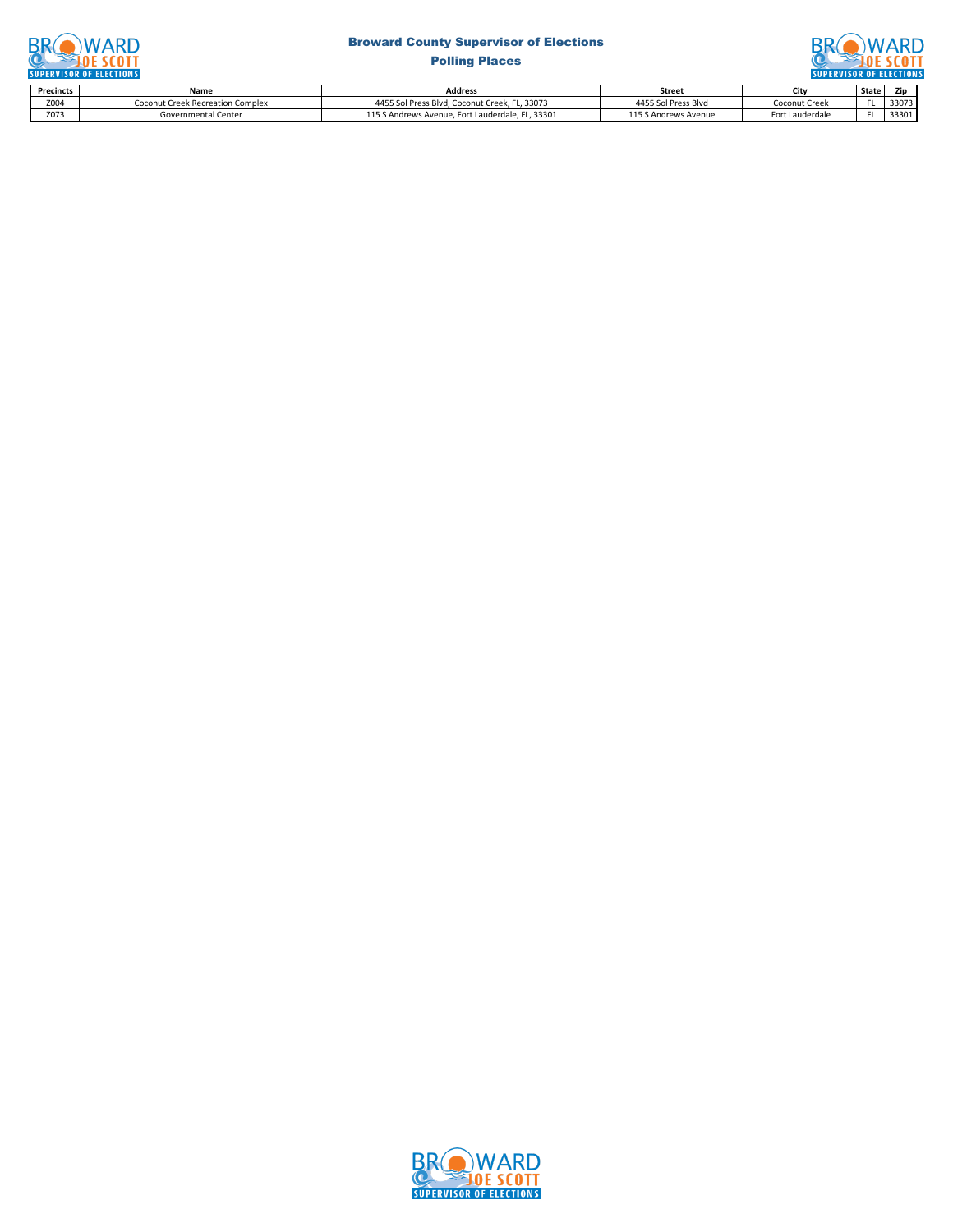| Precincts | Name | Address | Street | City | State | Zip |
|---|---|---|---|---|---|---|
| Z004 | Coconut Creek Recreation Complex | 4455 Sol Press Blvd, Coconut Creek, FL, 33073 | 4455 Sol Press Blvd | Coconut Creek | FL | 33073 |
| Z073 | Governmental Center | 115 S Andrews Avenue, Fort Lauderdale, FL, 33301 | 115 S Andrews Avenue | Fort Lauderdale | FL | 33301 |